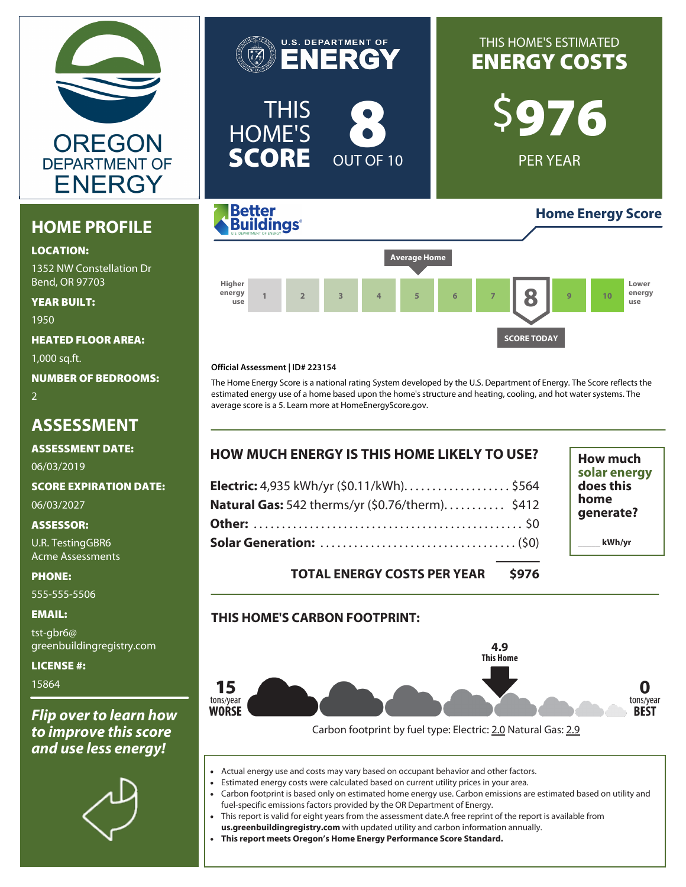OREGON DEPARTMENT OF ENERGY

U.S. DEPARTMENT OF ENERGY

# THIS HOME'S SCORE 8 OUT OF 10

## THIS HOME'S ESTIMATED ENERGY COSTS

**$976** PER YEAR

## HOME PROFILE

**LOCATION:**

1352 NW Constellation Dr
Bend, OR 97703

**YEAR BUILT:**

1950

**HEATED FLOOR AREA:**

1,000 sq.ft.

**NUMBER OF BEDROOMS:**

2

## ASSESSMENT

**ASSESSMENT DATE:**

06/03/2019

**SCORE EXPIRATION DATE:**

06/03/2027

**ASSESSOR:**

U.R. TestingGBR6
Acme Assessments

**PHONE:**

555-555-5506

**EMAIL:**

tst-gbr6@greenbuildingregistry.com

**LICENSE #:**

15864

***Flip over to learn how to improve this score and use less energy!***

Better Buildings — **Home Energy Score**

Average Home: 5

| Higher energy use | 1 | 2 | 3 | 4 | 5 | 6 | 7 | 8 | 9 | 10 | Lower energy use |
|---|---|---|---|---|---|---|---|---|---|---|---|

SCORE TODAY: 8

**Official Assessment | ID# 223154**

The Home Energy Score is a national rating System developed by the U.S. Department of Energy. The Score reflects the estimated energy use of a home based upon the home's structure and heating, cooling, and hot water systems. The average score is a 5. Learn more at HomeEnergyScore.gov.

## HOW MUCH ENERGY IS THIS HOME LIKELY TO USE?

| | |
|---|---|
| **Electric:** 4,935 kWh/yr ($0.11/kWh) | $564 |
| **Natural Gas:** 542 therms/yr ($0.76/therm) | $412 |
| **Other:** | $0 |
| **Solar Generation:** | ($0) |
| **TOTAL ENERGY COSTS PER YEAR** | **$976** |

**How much solar energy does this home generate?**

_____ **kWh/yr**

## THIS HOME'S CARBON FOOTPRINT:

**15** tons/year **WORSE** — **4.9 This Home** — **0** tons/year **BEST**

Carbon footprint by fuel type: Electric: 2.0 Natural Gas: 2.9

- Actual energy use and costs may vary based on occupant behavior and other factors.
- Estimated energy costs were calculated based on current utility prices in your area.
- Carbon footprint is based only on estimated home energy use. Carbon emissions are estimated based on utility and fuel-specific emissions factors provided by the OR Department of Energy.
- This report is valid for eight years from the assessment date.A free reprint of the report is available from **us.greenbuildingregistry.com** with updated utility and carbon information annually.
- **This report meets Oregon's Home Energy Performance Score Standard.**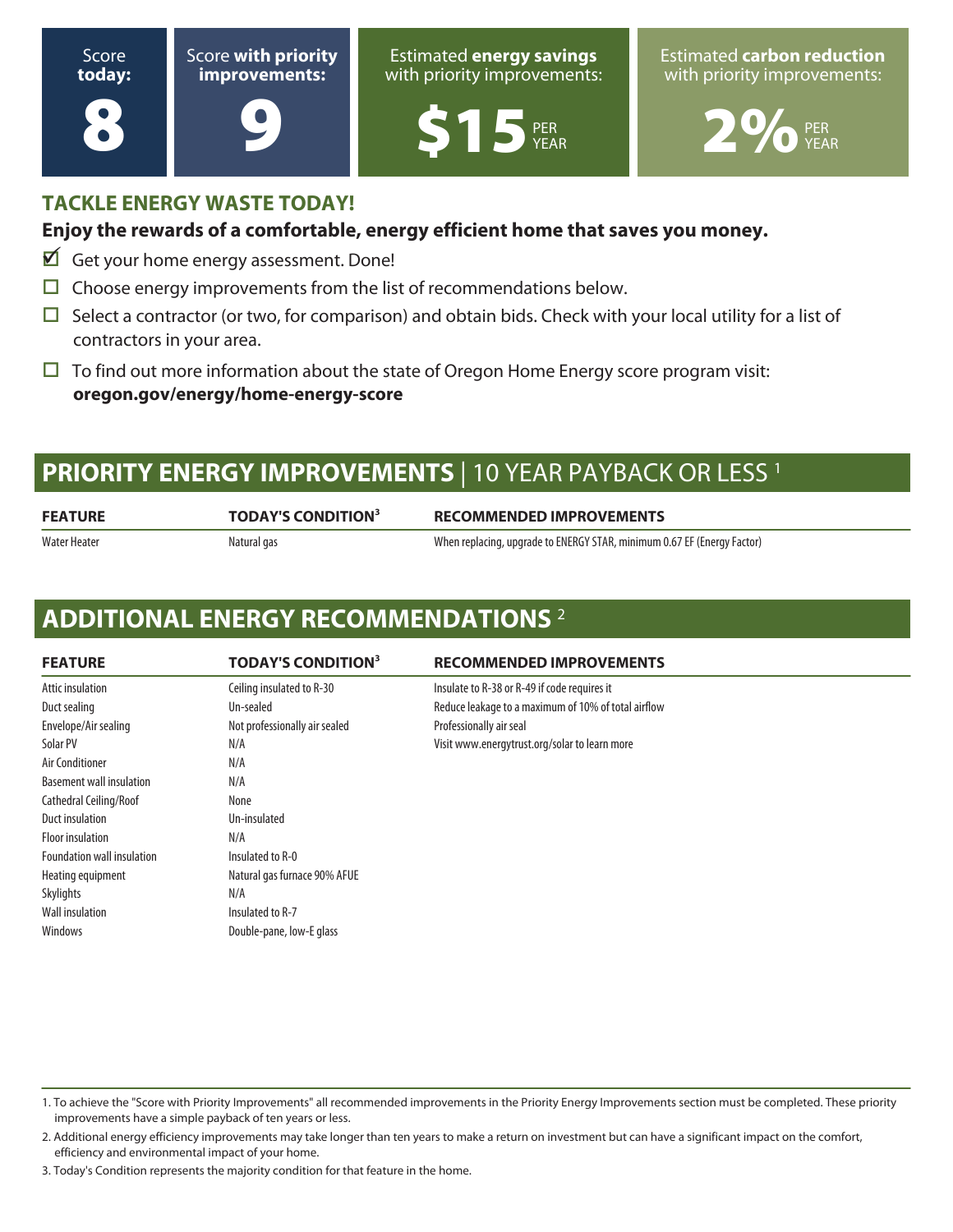| Score **today:** | Score **with priority improvements:** | Estimated **energy savings** with priority improvements: | Estimated **carbon reduction** with priority improvements: |
| --- | --- | --- | --- |
| **8** | **9** | **$15** PER YEAR | **2%** PER YEAR |

## TACKLE ENERGY WASTE TODAY!

**Enjoy the rewards of a comfortable, energy efficient home that saves you money.**

- [x] Get your home energy assessment. Done!
- [ ] Choose energy improvements from the list of recommendations below.
- [ ] Select a contractor (or two, for comparison) and obtain bids. Check with your local utility for a list of contractors in your area.
- [ ] To find out more information about the state of Oregon Home Energy score program visit: **oregon.gov/energy/home-energy-score**

## PRIORITY ENERGY IMPROVEMENTS | 10 YEAR PAYBACK OR LESS [1]

| FEATURE | TODAY'S CONDITION[3] | RECOMMENDED IMPROVEMENTS |
| --- | --- | --- |
| Water Heater | Natural gas | When replacing, upgrade to ENERGY STAR, minimum 0.67 EF (Energy Factor) |

## ADDITIONAL ENERGY RECOMMENDATIONS [2]

| FEATURE | TODAY'S CONDITION[3] | RECOMMENDED IMPROVEMENTS |
| --- | --- | --- |
| Attic insulation | Ceiling insulated to R-30 | Insulate to R-38 or R-49 if code requires it |
| Duct sealing | Un-sealed | Reduce leakage to a maximum of 10% of total airflow |
| Envelope/Air sealing | Not professionally air sealed | Professionally air seal |
| Solar PV | N/A | Visit www.energytrust.org/solar to learn more |
| Air Conditioner | N/A | |
| Basement wall insulation | N/A | |
| Cathedral Ceiling/Roof | None | |
| Duct insulation | Un-insulated | |
| Floor insulation | N/A | |
| Foundation wall insulation | Insulated to R-0 | |
| Heating equipment | Natural gas furnace 90% AFUE | |
| Skylights | N/A | |
| Wall insulation | Insulated to R-7 | |
| Windows | Double-pane, low-E glass | |

1. To achieve the "Score with Priority Improvements" all recommended improvements in the Priority Energy Improvements section must be completed. These priority improvements have a simple payback of ten years or less.
2. Additional energy efficiency improvements may take longer than ten years to make a return on investment but can have a significant impact on the comfort, efficiency and environmental impact of your home.
3. Today's Condition represents the majority condition for that feature in the home.